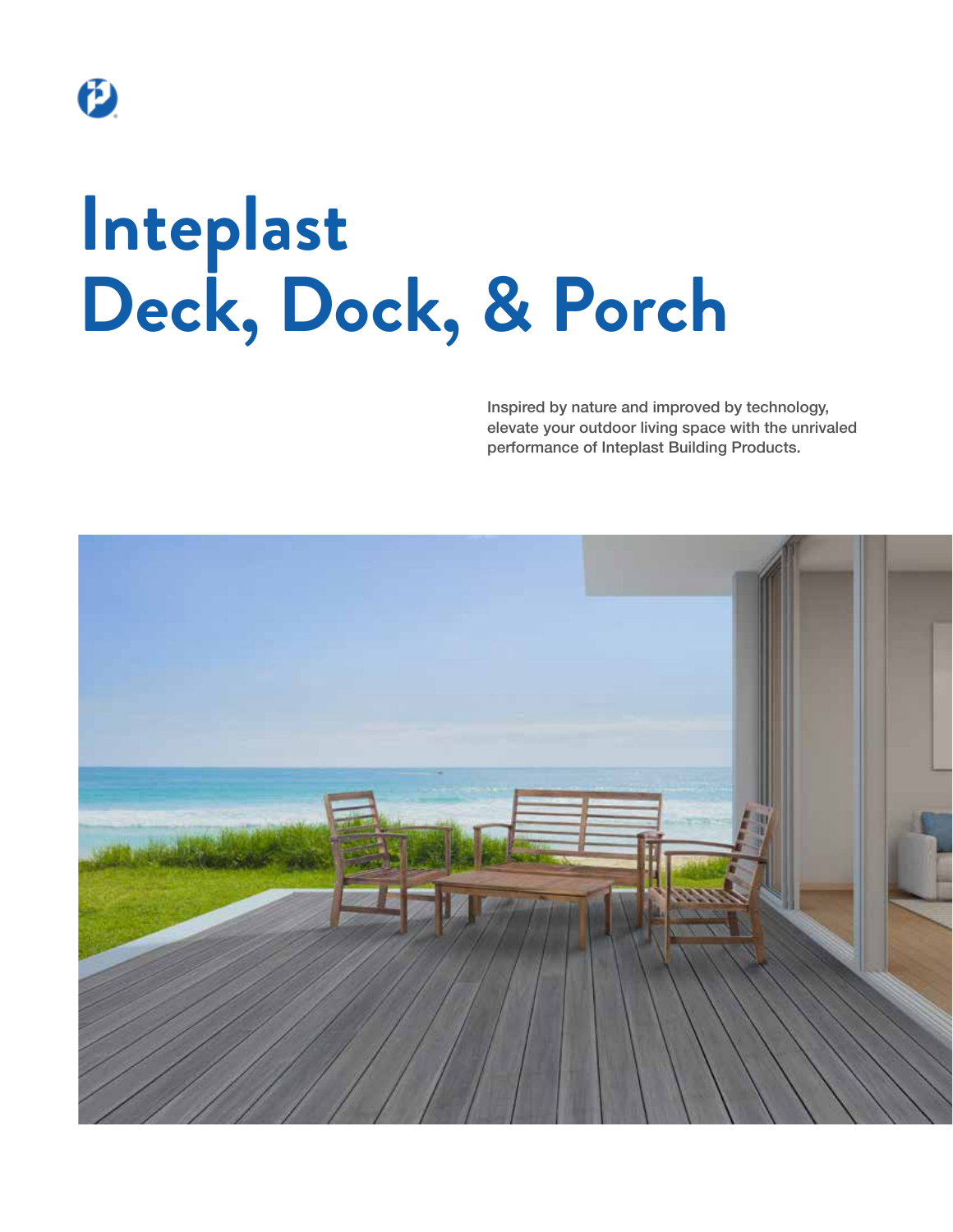# Inteplast Deck, Dock, & Porch

Inspired by nature and improved by technology, elevate your outdoor living space with the unrivaled performance of Inteplast Building Products.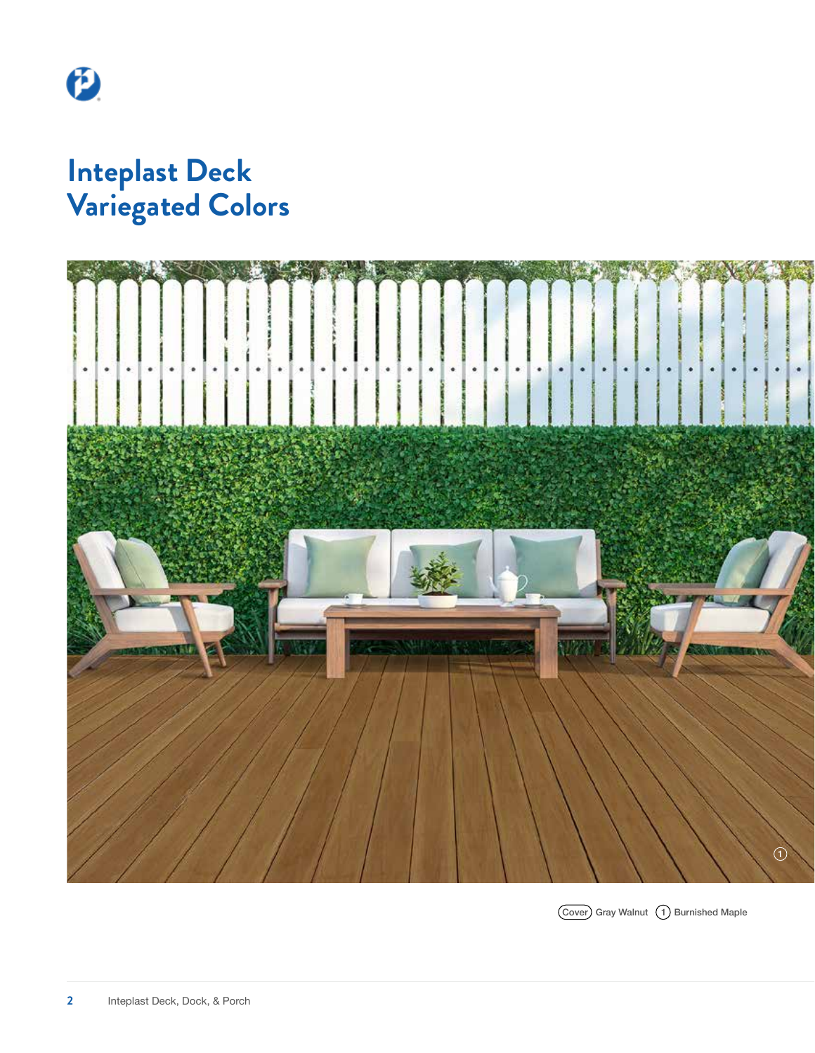# Inteplast Deck Variegated Colors

(Cover) Gray Walnut (1) Burnished Maple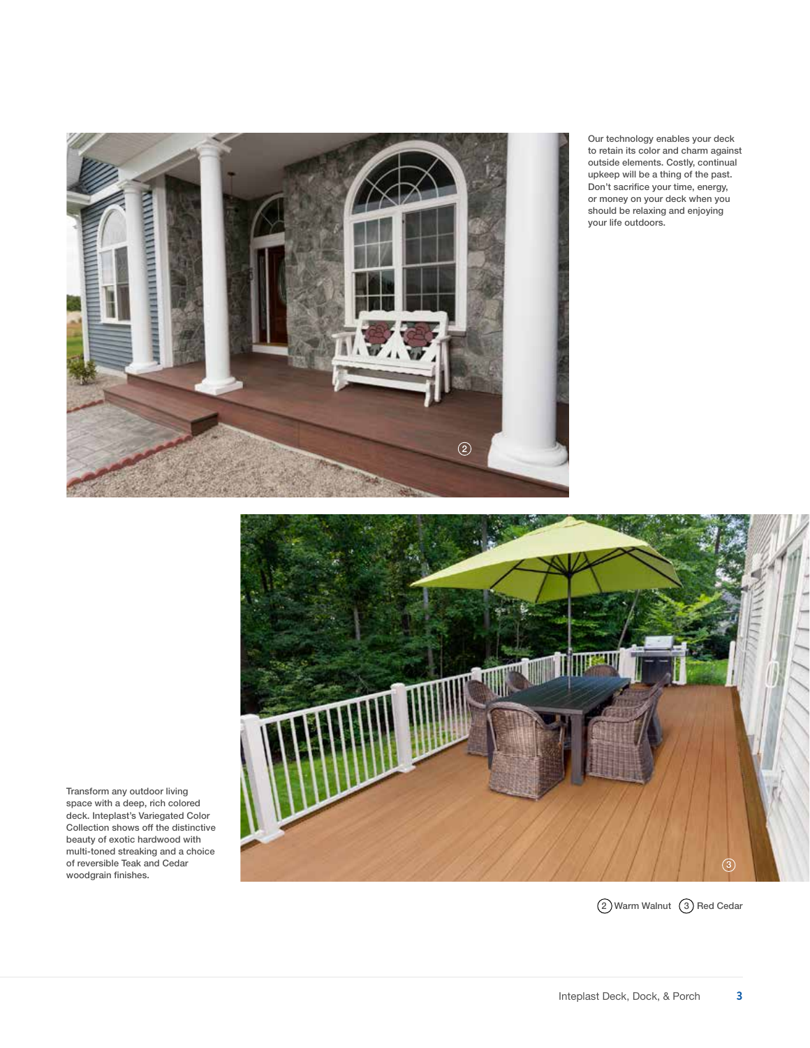Our technology enables your deck to retain its color and charm against outside elements. Costly, continual upkeep will be a thing of the past. Don't sacrifice your time, energy, or money on your deck when you should be relaxing and enjoying your life outdoors.

Transform any outdoor living space with a deep, rich colored deck. Inteplast's Variegated Color Collection shows off the distinctive beauty of exotic hardwood with multi-toned streaking and a choice of reversible Teak and Cedar woodgrain finishes.

(2) Warm Walnut (3) Red Cedar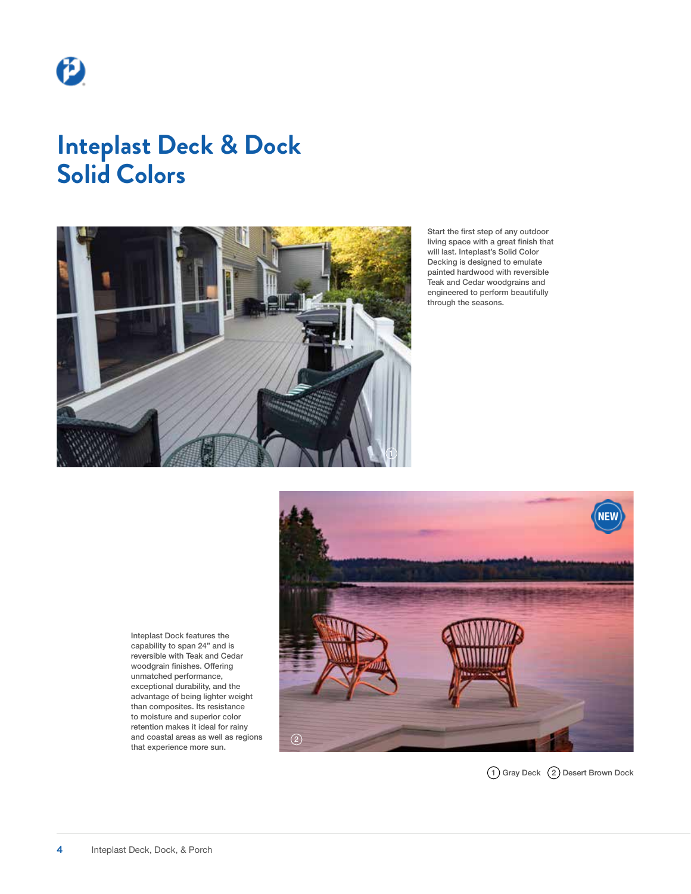# Inteplast Deck & Dock Solid Colors

Start the first step of any outdoor living space with a great finish that will last. Inteplast's Solid Color Decking is designed to emulate painted hardwood with reversible Teak and Cedar woodgrains and engineered to perform beautifully through the seasons.

Inteplast Dock features the capability to span 24" and is reversible with Teak and Cedar woodgrain finishes. Offering unmatched performance, exceptional durability, and the advantage of being lighter weight than composites. Its resistance to moisture and superior color retention makes it ideal for rainy and coastal areas as well as regions that experience more sun.

NEW

① Gray Deck ② Desert Brown Dock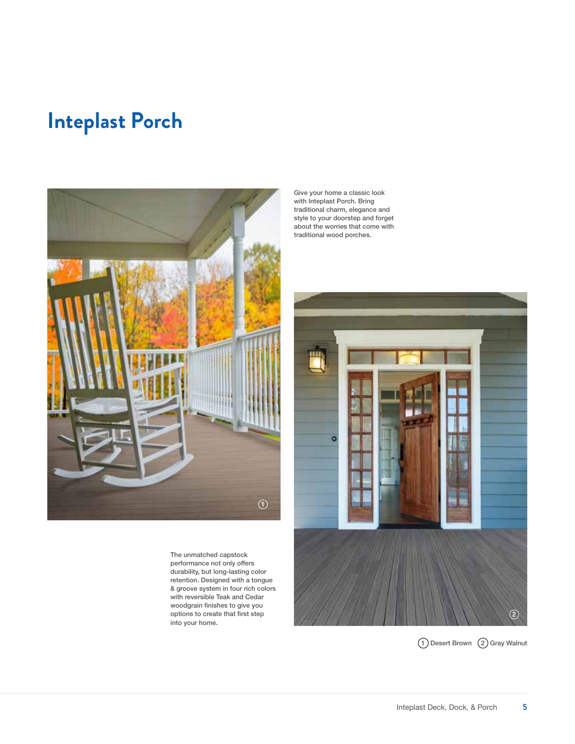# Inteplast Porch

Give your home a classic look with Inteplast Porch. Bring traditional charm, elegance and style to your doorstep and forget about the worries that come with traditional wood porches.

The unmatched capstock performance not only offers durability, but long-lasting color retention. Designed with a tongue & groove system in four rich colors with reversible Teak and Cedar woodgrain finishes to give you options to create that first step into your home.

(1) Desert Brown (2) Gray Walnut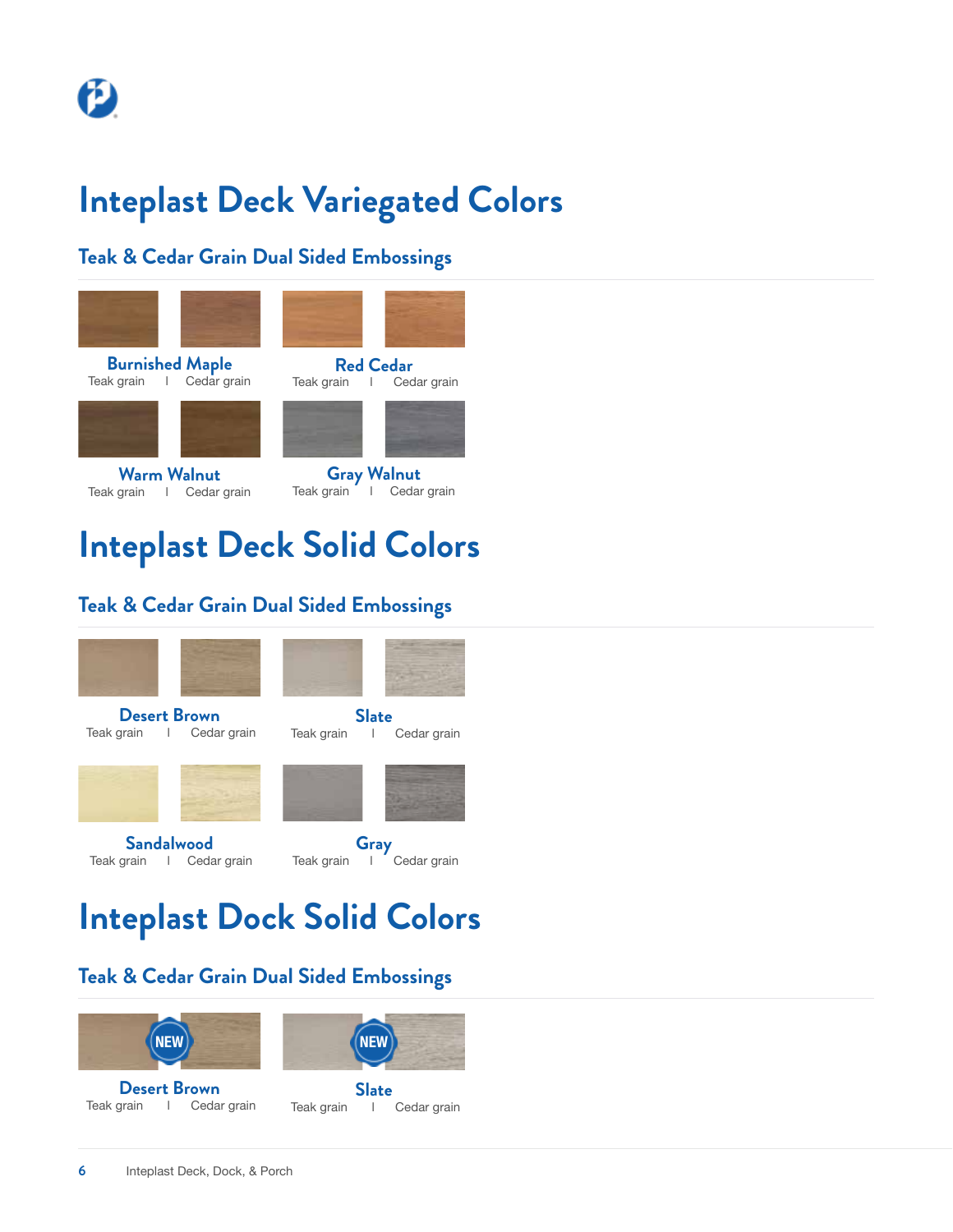# Inteplast Deck Variegated Colors

## Teak & Cedar Grain Dual Sided Embossings

**Burnished Maple**
Teak grain | Cedar grain

**Red Cedar**
Teak grain | Cedar grain

**Warm Walnut**
Teak grain | Cedar grain

**Gray Walnut**
Teak grain | Cedar grain

# Inteplast Deck Solid Colors

## Teak & Cedar Grain Dual Sided Embossings

**Desert Brown**
Teak grain | Cedar grain

**Slate**
Teak grain | Cedar grain

**Sandalwood**
Teak grain | Cedar grain

**Gray**
Teak grain | Cedar grain

# Inteplast Dock Solid Colors

## Teak & Cedar Grain Dual Sided Embossings

NEW

**Desert Brown**
Teak grain | Cedar grain

NEW

**Slate**
Teak grain | Cedar grain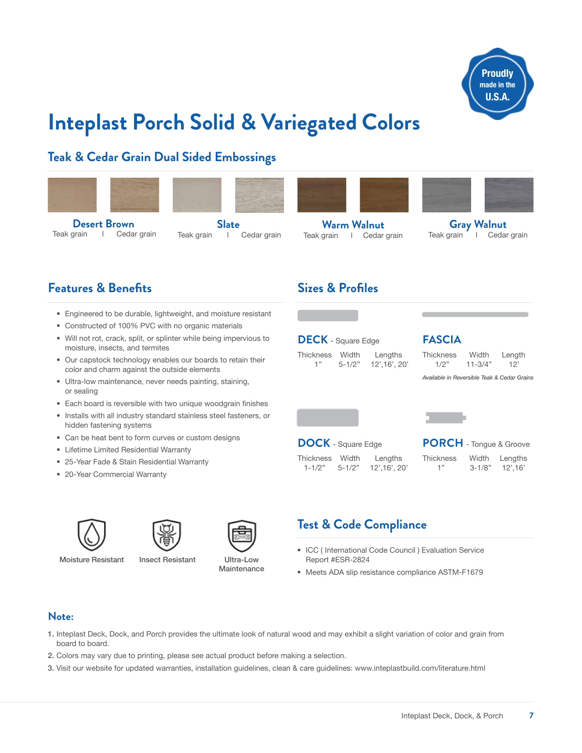Proudly made in the U.S.A.

# Inteplast Porch Solid & Variegated Colors

## Teak & Cedar Grain Dual Sided Embossings

| Desert Brown | Slate | Warm Walnut | Gray Walnut |
|---|---|---|---|
| Teak grain \| Cedar grain | Teak grain \| Cedar grain | Teak grain \| Cedar grain | Teak grain \| Cedar grain |

## Features & Benefits

- Engineered to be durable, lightweight, and moisture resistant
- Constructed of 100% PVC with no organic materials
- Will not rot, crack, split, or splinter while being impervious to moisture, insects, and termites
- Our capstock technology enables our boards to retain their color and charm against the outside elements
- Ultra-low maintenance, never needs painting, staining, or sealing
- Each board is reversible with two unique woodgrain finishes
- Installs with all industry standard stainless steel fasteners, or hidden fastening systems
- Can be heat bent to form curves or custom designs
- Lifetime Limited Residential Warranty
- 25-Year Fade & Stain Residential Warranty
- 20-Year Commercial Warranty

Moisture Resistant | Insect Resistant | Ultra-Low Maintenance

## Sizes & Profiles

### DECK - Square Edge

| Thickness | Width | Lengths |
|---|---|---|
| 1" | 5-1/2" | 12',16', 20' |

### FASCIA

| Thickness | Width | Length |
|---|---|---|
| 1/2" | 11-3/4" | 12' |

*Available in Reversible Teak & Cedar Grains*

### DOCK - Square Edge

| Thickness | Width | Lengths |
|---|---|---|
| 1-1/2" | 5-1/2" | 12',16', 20' |

### PORCH - Tongue & Groove

| Thickness | Width | Lengths |
|---|---|---|
| 1" | 3-1/8" | 12',16' |

## Test & Code Compliance

- ICC ( International Code Council ) Evaluation Service Report #ESR-2824
- Meets ADA slip resistance compliance ASTM-F1679

## Note:

1. Inteplast Deck, Dock, and Porch provides the ultimate look of natural wood and may exhibit a slight variation of color and grain from board to board.
2. Colors may vary due to printing, please see actual product before making a selection.
3. Visit our website for updated warranties, installation guidelines, clean & care guidelines: www.inteplastbuild.com/literature.html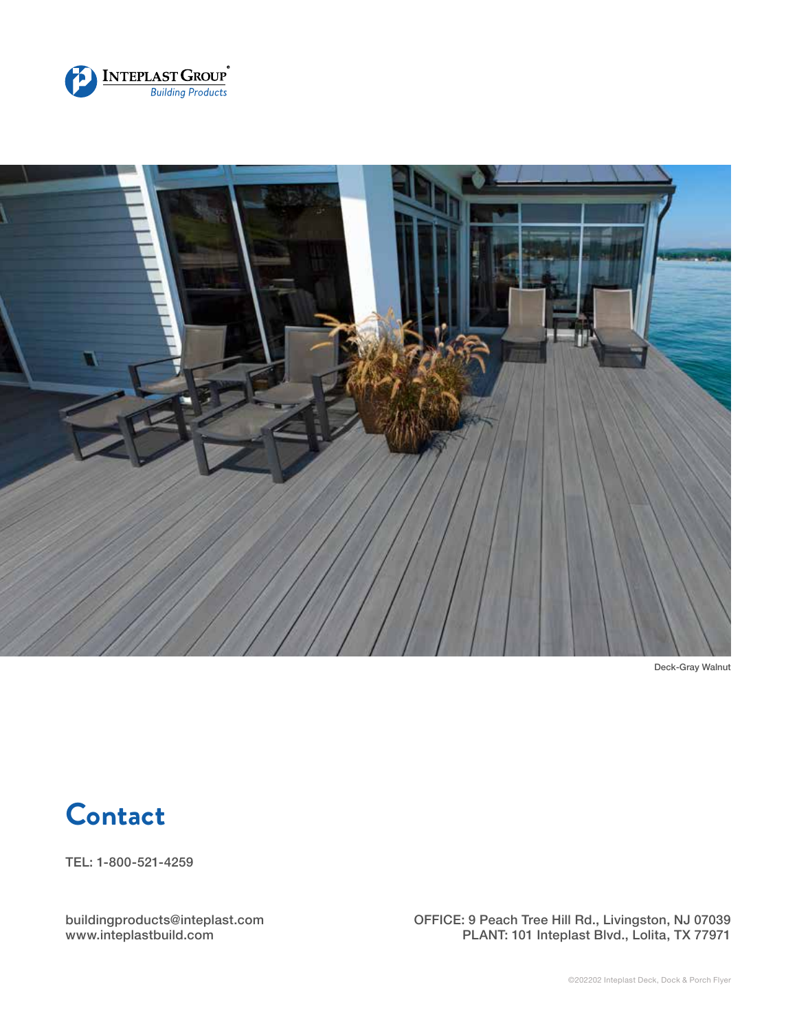Deck-Gray Walnut

# Contact

TEL: 1-800-521-4259

buildingproducts@inteplast.com
www.inteplastbuild.com

OFFICE: 9 Peach Tree Hill Rd., Livingston, NJ 07039
PLANT: 101 Inteplast Blvd., Lolita, TX 77971

©202202 Inteplast Deck, Dock & Porch Flyer